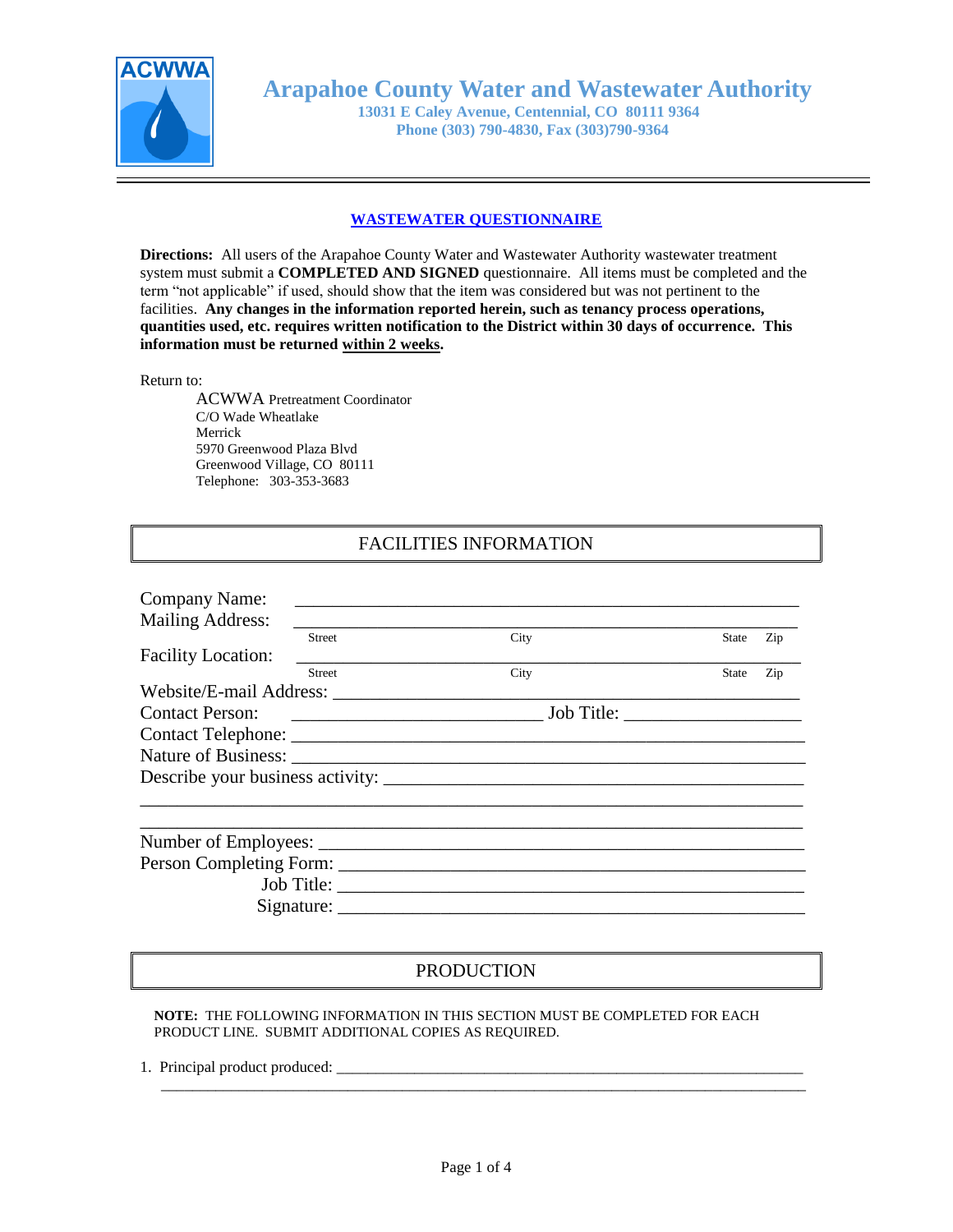# Arapahoe County Water and Wastewater Authority

**13031 E Caley Avenue, Centennial, CO 80111 9364**
**Phone (303) 790-4830, Fax (303)790-9364**

---

## WASTEWATER QUESTIONNAIRE

**Directions:** All users of the Arapahoe County Water and Wastewater Authority wastewater treatment system must submit a **COMPLETED AND SIGNED** questionnaire. All items must be completed and the term "not applicable" if used, should show that the item was considered but was not pertinent to the facilities. **Any changes in the information reported herein, such as tenancy process operations, quantities used, etc. requires written notification to the District within 30 days of occurrence. This information must be returned within 2 weeks.**

Return to:

ACWWA Pretreatment Coordinator
C/O Wade Wheatlake
Merrick
5970 Greenwood Plaza Blvd
Greenwood Village, CO 80111
Telephone: 303-353-3683

## FACILITIES INFORMATION

Company Name: ______________________________________________

Mailing Address: ______________________________________________
Street City State Zip

Facility Location: ______________________________________________
Street City State Zip

Website/E-mail Address: ______________________________________________

Contact Person: ______________________ Job Title: ________________

Contact Telephone: ______________________________________________

Nature of Business: ______________________________________________

Describe your business activity: ______________________________________________

______________________________________________

______________________________________________

Number of Employees: ______________________________________________

Person Completing Form: ______________________________________________

Job Title: ______________________________________________

Signature: ______________________________________________

## PRODUCTION

**NOTE:** THE FOLLOWING INFORMATION IN THIS SECTION MUST BE COMPLETED FOR EACH PRODUCT LINE. SUBMIT ADDITIONAL COPIES AS REQUIRED.

1. Principal product produced: ______________________________________________

______________________________________________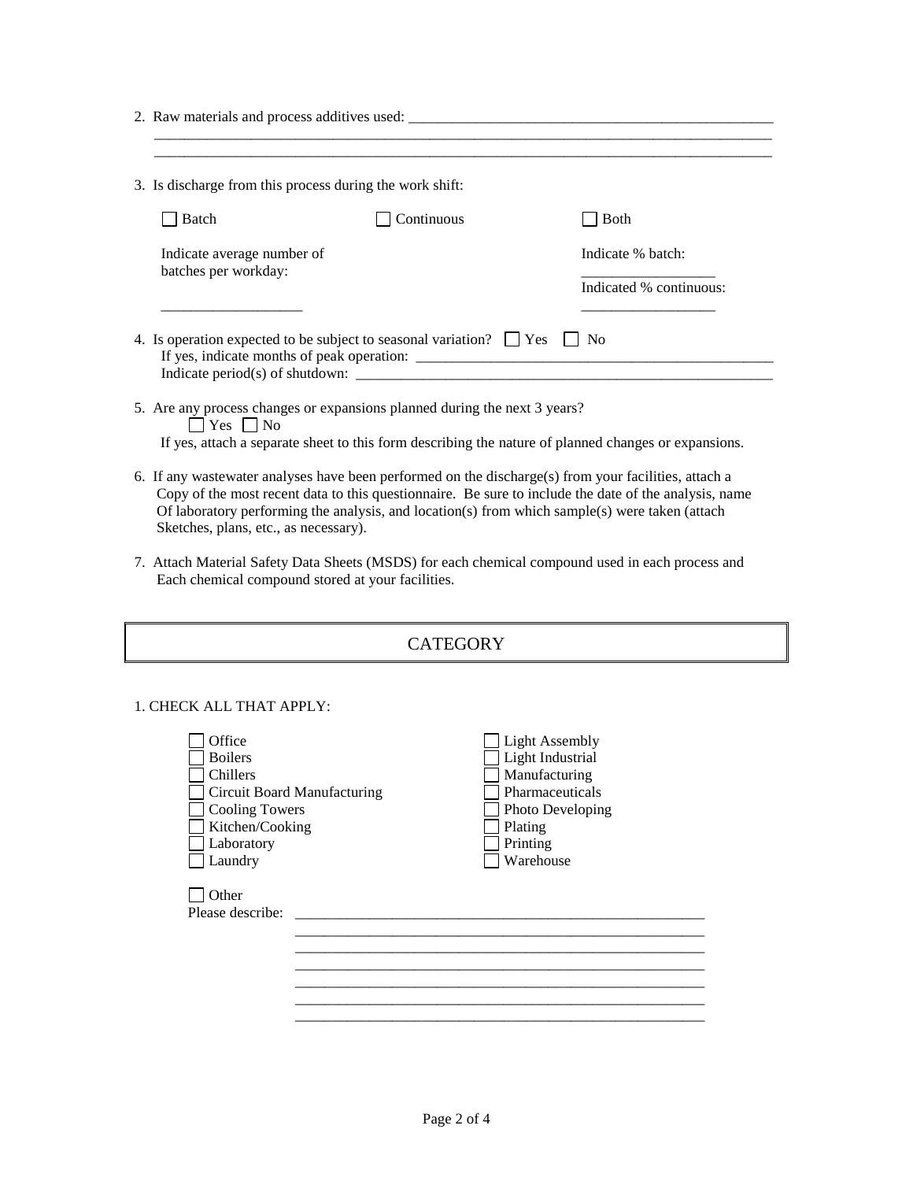2. Raw materials and process additives used: ___________________________________________________
______________________________________________________________________________________
______________________________________________________________________________________

3. Is discharge from this process during the work shift:

| ☐ Batch | ☐ Continuous | ☐ Both |
|---|---|---|
| Indicate average number of batches per workday: | | Indicate % batch: |
| | | __________________ |
| | | Indicated % continuous: |
| __________________ | | __________________ |

4. Is operation expected to be subject to seasonal variation? ☐ Yes ☐ No
   If yes, indicate months of peak operation: _________________________________________________
   Indicate period(s) of shutdown: ________________________________________________________

5. Are any process changes or expansions planned during the next 3 years?
   ☐ Yes ☐ No
   If yes, attach a separate sheet to this form describing the nature of planned changes or expansions.

6. If any wastewater analyses have been performed on the discharge(s) from your facilities, attach a Copy of the most recent data to this questionnaire. Be sure to include the date of the analysis, name Of laboratory performing the analysis, and location(s) from which sample(s) were taken (attach Sketches, plans, etc., as necessary).

7. Attach Material Safety Data Sheets (MSDS) for each chemical compound used in each process and Each chemical compound stored at your facilities.

## CATEGORY

1. CHECK ALL THAT APPLY:

- ☐ Office
- ☐ Boilers
- ☐ Chillers
- ☐ Circuit Board Manufacturing
- ☐ Cooling Towers
- ☐ Kitchen/Cooking
- ☐ Laboratory
- ☐ Laundry
- ☐ Light Assembly
- ☐ Light Industrial
- ☐ Manufacturing
- ☐ Pharmaceuticals
- ☐ Photo Developing
- ☐ Plating
- ☐ Printing
- ☐ Warehouse

☐ Other
Please describe: ________________________________________________________
________________________________________________________
________________________________________________________
________________________________________________________
________________________________________________________
________________________________________________________
________________________________________________________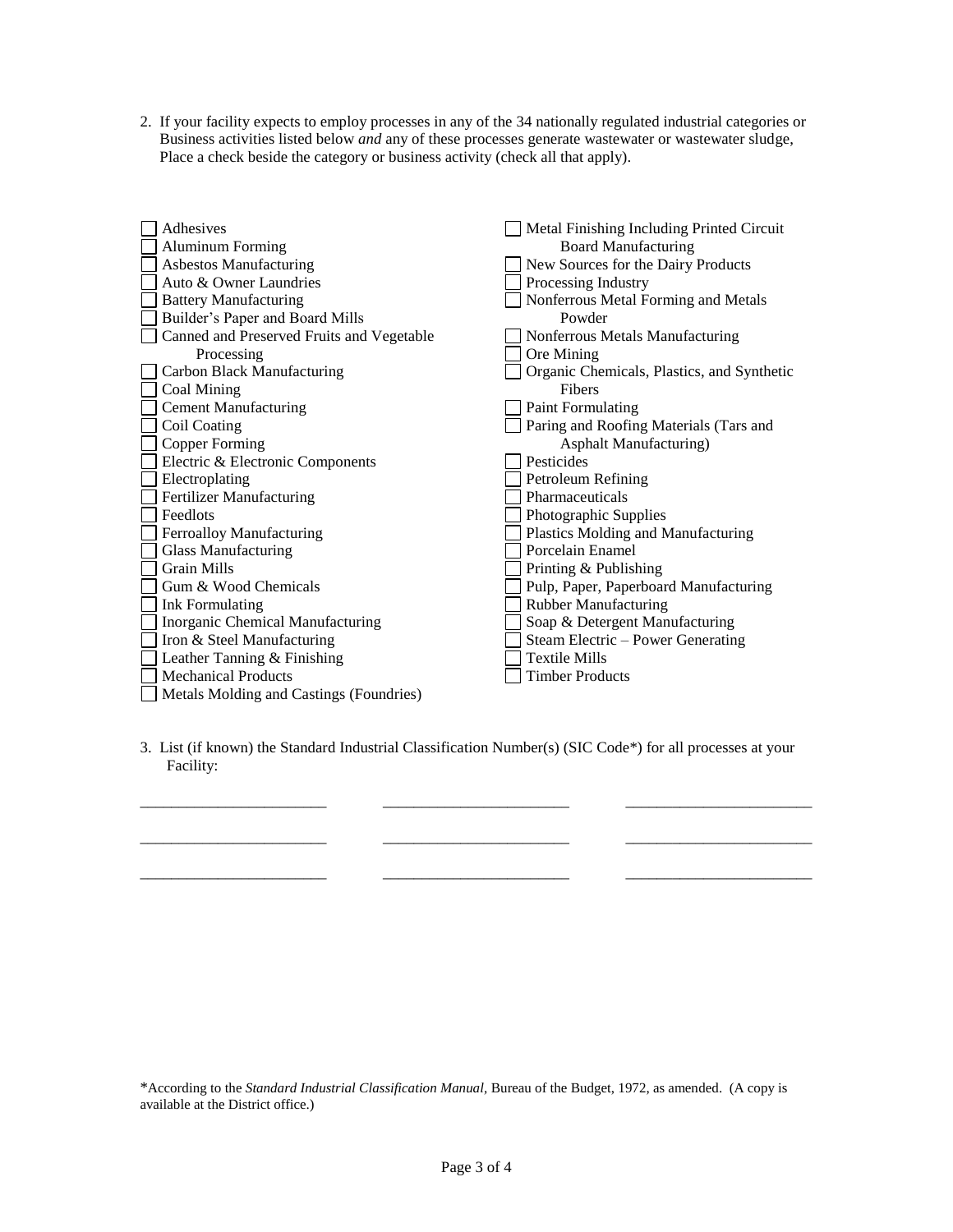2. If your facility expects to employ processes in any of the 34 nationally regulated industrial categories or Business activities listed below *and* any of these processes generate wastewater or wastewater sludge, Place a check beside the category or business activity (check all that apply).

- ☐ Adhesives
- ☐ Aluminum Forming
- ☐ Asbestos Manufacturing
- ☐ Auto & Owner Laundries
- ☐ Battery Manufacturing
- ☐ Builder's Paper and Board Mills
- ☐ Canned and Preserved Fruits and Vegetable Processing
- ☐ Carbon Black Manufacturing
- ☐ Coal Mining
- ☐ Cement Manufacturing
- ☐ Coil Coating
- ☐ Copper Forming
- ☐ Electric & Electronic Components
- ☐ Electroplating
- ☐ Fertilizer Manufacturing
- ☐ Feedlots
- ☐ Ferroalloy Manufacturing
- ☐ Glass Manufacturing
- ☐ Grain Mills
- ☐ Gum & Wood Chemicals
- ☐ Ink Formulating
- ☐ Inorganic Chemical Manufacturing
- ☐ Iron & Steel Manufacturing
- ☐ Leather Tanning & Finishing
- ☐ Mechanical Products
- ☐ Metals Molding and Castings (Foundries)
- ☐ Metal Finishing Including Printed Circuit Board Manufacturing
- ☐ New Sources for the Dairy Products
- ☐ Processing Industry
- ☐ Nonferrous Metal Forming and Metals Powder
- ☐ Nonferrous Metals Manufacturing
- ☐ Ore Mining
- ☐ Organic Chemicals, Plastics, and Synthetic Fibers
- ☐ Paint Formulating
- ☐ Paring and Roofing Materials (Tars and Asphalt Manufacturing)
- ☐ Pesticides
- ☐ Petroleum Refining
- ☐ Pharmaceuticals
- ☐ Photographic Supplies
- ☐ Plastics Molding and Manufacturing
- ☐ Porcelain Enamel
- ☐ Printing & Publishing
- ☐ Pulp, Paper, Paperboard Manufacturing
- ☐ Rubber Manufacturing
- ☐ Soap & Detergent Manufacturing
- ☐ Steam Electric – Power Generating
- ☐ Textile Mills
- ☐ Timber Products

3. List (if known) the Standard Industrial Classification Number(s) (SIC Code*) for all processes at your Facility:

________________________ ________________________ ________________________

________________________ ________________________ ________________________

________________________ ________________________ ________________________

*According to the *Standard Industrial Classification Manual*, Bureau of the Budget, 1972, as amended. (A copy is available at the District office.)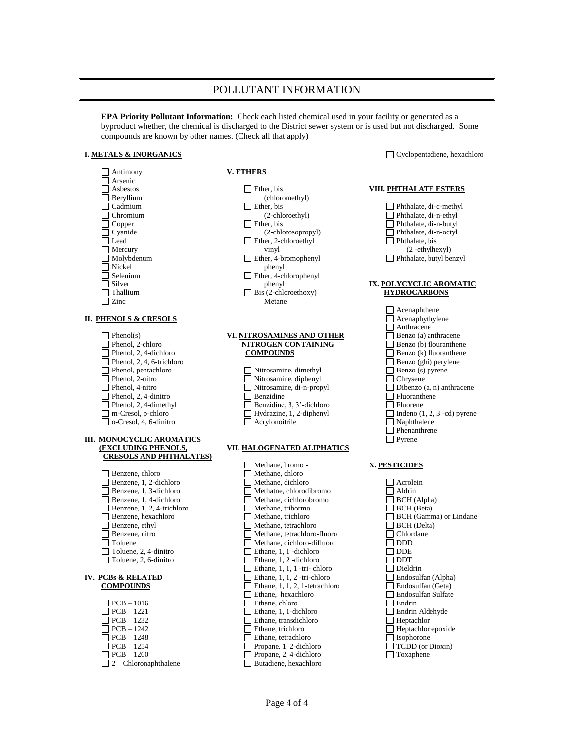# POLLUTANT INFORMATION

**EPA Priority Pollutant Information:** Check each listed chemical used in your facility or generated as a byproduct whether, the chemical is discharged to the District sewer system or is used but not discharged. Some compounds are known by other names. (Check all that apply)

**I. METALS & INORGANICS**

- ☐ Antimony
- ☐ Arsenic
- ☐ Asbestos
- ☐ Beryllium
- ☐ Cadmium
- ☐ Chromium
- ☐ Copper
- ☐ Cyanide
- ☐ Lead
- ☐ Mercury
- ☐ Molybdenum
- ☐ Nickel
- ☐ Selenium
- ☐ Silver
- ☐ Thallium
- ☐ Zinc

**II. PHENOLS & CRESOLS**

- ☐ Phenol(s)
- ☐ Phenol, 2-chloro
- ☐ Phenol, 2, 4-dichloro
- ☐ Phenol, 2, 4, 6-trichloro
- ☐ Phenol, pentachloro
- ☐ Phenol, 2-nitro
- ☐ Phenol, 4-nitro
- ☐ Phenol, 2, 4-dinitro
- ☐ Phenol, 2, 4-dimethyl
- ☐ m-Cresol, p-chloro
- ☐ o-Cresol, 4, 6-dinitro

**III. MONOCYCLIC AROMATICS (EXCLUDING PHENOLS, CRESOLS AND PHTHALATES)**

- ☐ Benzene, chloro
- ☐ Benzene, 1, 2-dichloro
- ☐ Benzene, 1, 3-dichloro
- ☐ Benzene, 1, 4-dichloro
- ☐ Benzene, 1, 2, 4-trichloro
- ☐ Benzene, hexachloro
- ☐ Benzene, ethyl
- ☐ Benzene, nitro
- ☐ Toluene
- ☐ Toluene, 2, 4-dinitro
- ☐ Toluene, 2, 6-dinitro

**IV. PCBs & RELATED COMPOUNDS**

- ☐ PCB – 1016
- ☐ PCB – 1221
- ☐ PCB – 1232
- ☐ PCB – 1242
- ☐ PCB – 1248
- ☐ PCB – 1254
- ☐ PCB – 1260
- ☐ 2 – Chloronaphthalene

**V. ETHERS**

- ☐ Ether, bis (chloromethyl)
- ☐ Ether, bis (2-chloroethyl)
- ☐ Ether, bis (2-chlorosopropyl)
- ☐ Ether, 2-chloroethyl vinyl
- ☐ Ether, 4-bromophenyl phenyl
- ☐ Ether, 4-chlorophenyl phenyl
- ☐ Bis (2-chloroethoxy) Metane

**VI. NITROSAMINES AND OTHER NITROGEN CONTAINING COMPOUNDS**

- ☐ Nitrosamine, dimethyl
- ☐ Nitrosamine, diphenyl
- ☐ Nitrosamine, di-n-propyl
- ☐ Benzidine
- ☐ Benzidine, 3, 3'-dichloro
- ☐ Hydrazine, 1, 2-diphenyl
- ☐ Acrylonoitrile

**VII. HALOGENATED ALIPHATICS**

- ☐ Methane, bromo -
- ☐ Methane, chloro
- ☐ Methane, dichloro
- ☐ Methatne, chlorodibromo
- ☐ Methane, dichlorobromo
- ☐ Methane, tribormo
- ☐ Methane, trichloro
- ☐ Methane, tetrachloro
- ☐ Methane, tetrachloro-fluoro
- ☐ Methane, dichloro-difluoro
- ☐ Ethane, 1, 1 -dichloro
- ☐ Ethane, 1, 2 -dichloro
- ☐ Ethane, 1, 1, 1 -tri- chloro
- ☐ Ethane, 1, 1, 2 -tri-chloro
- ☐ Ethane, 1, 1, 2, 1-tetrachloro
- ☐ Ethane, hexachloro
- ☐ Ethane, chloro
- ☐ Ethane, 1, 1-dichloro
- ☐ Ethane, transdichloro
- ☐ Ethane, trichloro
- ☐ Ethane, tetrachloro
- ☐ Propane, 1, 2-dichloro
- ☐ Propane, 2, 4-dichloro
- ☐ Butadiene, hexachloro
- ☐ Cyclopentadiene, hexachloro

**VIII. PHTHALATE ESTERS**

- ☐ Phthalate, di-c-methyl
- ☐ Phthalate, di-n-ethyl
- ☐ Phthalate, di-n-butyl
- ☐ Phthalate, di-n-octyl
- ☐ Phthalate, bis (2 -ethylhexyl)
- ☐ Phthalate, butyl benzyl

**IX. POLYCYCLIC AROMATIC HYDROCARBONS**

- ☐ Acenaphthene
- ☐ Acenaphythylene
- ☐ Anthracene
- ☐ Benzo (a) anthracene
- ☐ Benzo (b) flouranthene
- ☐ Benzo (k) fluoranthene
- ☐ Benzo (ghi) perylene
- ☐ Benzo (s) pyrene
- ☐ Chrysene
- ☐ Dibenzo (a, n) anthracene
- ☐ Fluoranthene
- ☐ Fluorene
- ☐ Indeno (1, 2, 3 -cd) pyrene
- ☐ Naphthalene
- ☐ Phenanthrene
- ☐ Pyrene

**X. PESTICIDES**

- ☐ Acrolein
- ☐ Aldrin
- ☐ BCH (Alpha)
- ☐ BCH (Beta)
- ☐ BCH (Gamma) or Lindane
- ☐ BCH (Delta)
- ☐ Chlordane
- ☐ DDD
- ☐ DDE
- ☐ DDT
- ☐ Dieldrin
- ☐ Endosulfan (Alpha)
- ☐ Endosulfan (Geta)
- ☐ Endosulfan Sulfate
- ☐ Endrin
- ☐ Endrin Aldehyde
- ☐ Heptachlor
- ☐ Heptachlor epoxide
- ☐ Isophorone
- ☐ TCDD (or Dioxin)
- ☐ Toxaphene